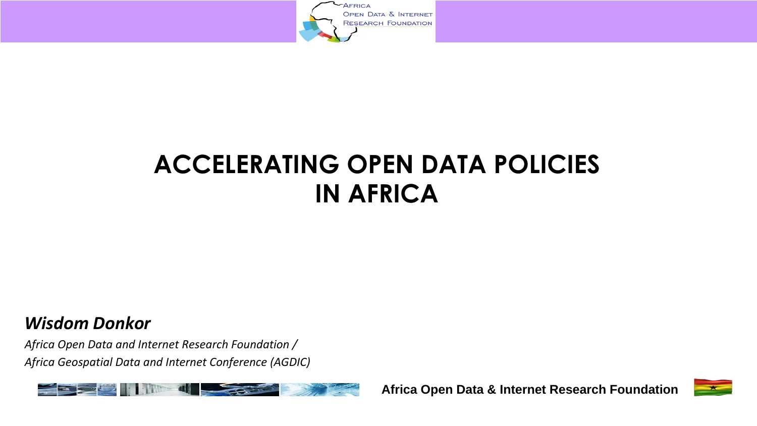# ACCELERATING OPEN DATA POLICIES IN AFRICA

***Wisdom Donkor***

*Africa Open Data and Internet Research Foundation /*

*Africa Geospatial Data and Internet Conference (AGDIC)*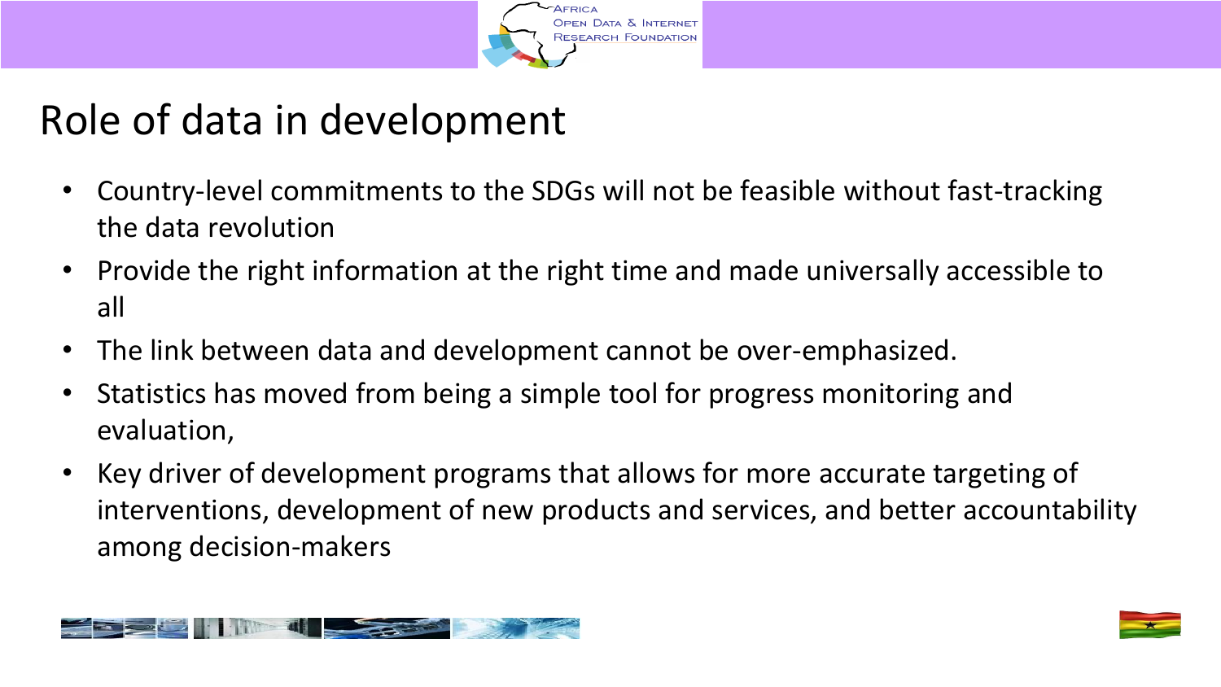# Role of data in development

- Country-level commitments to the SDGs will not be feasible without fast-tracking the data revolution
- Provide the right information at the right time and made universally accessible to all
- The link between data and development cannot be over-emphasized.
- Statistics has moved from being a simple tool for progress monitoring and evaluation,
- Key driver of development programs that allows for more accurate targeting of interventions, development of new products and services, and better accountability among decision-makers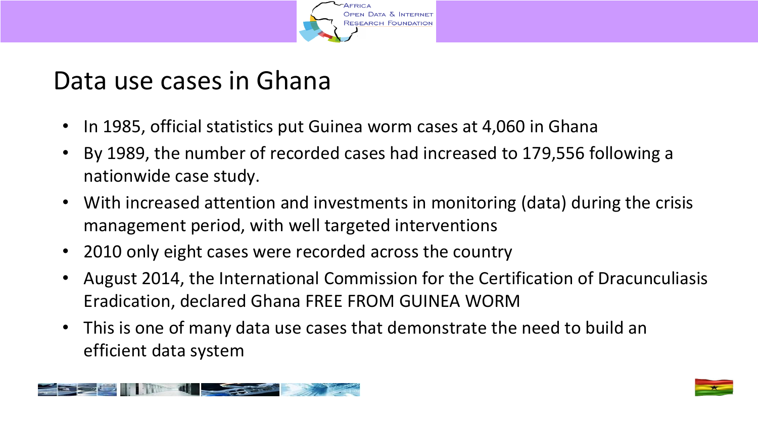# Data use cases in Ghana

- In 1985, official statistics put Guinea worm cases at 4,060 in Ghana
- By 1989, the number of recorded cases had increased to 179,556 following a nationwide case study.
- With increased attention and investments in monitoring (data) during the crisis management period, with well targeted interventions
- 2010 only eight cases were recorded across the country
- August 2014, the International Commission for the Certification of Dracunculiasis Eradication, declared Ghana FREE FROM GUINEA WORM
- This is one of many data use cases that demonstrate the need to build an efficient data system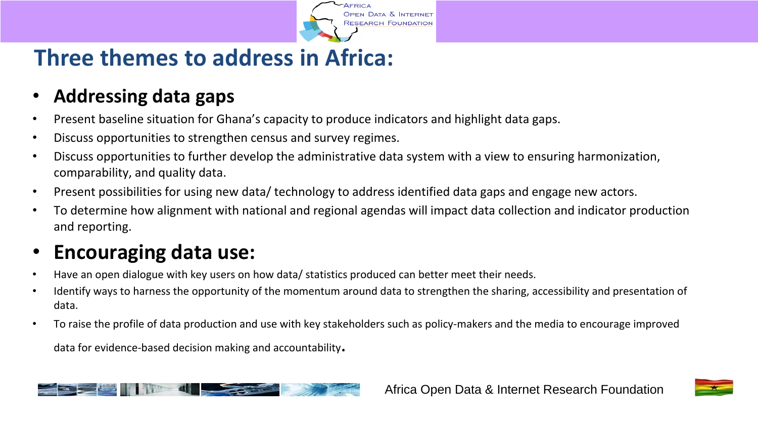# Three themes to address in Africa:

- **Addressing data gaps**
- Present baseline situation for Ghana's capacity to produce indicators and highlight data gaps.
- Discuss opportunities to strengthen census and survey regimes.
- Discuss opportunities to further develop the administrative data system with a view to ensuring harmonization, comparability, and quality data.
- Present possibilities for using new data/ technology to address identified data gaps and engage new actors.
- To determine how alignment with national and regional agendas will impact data collection and indicator production and reporting.

- **Encouraging data use:**
- Have an open dialogue with key users on how data/ statistics produced can better meet their needs.
- Identify ways to harness the opportunity of the momentum around data to strengthen the sharing, accessibility and presentation of data.
- To raise the profile of data production and use with key stakeholders such as policy-makers and the media to encourage improved data for evidence-based decision making and accountability.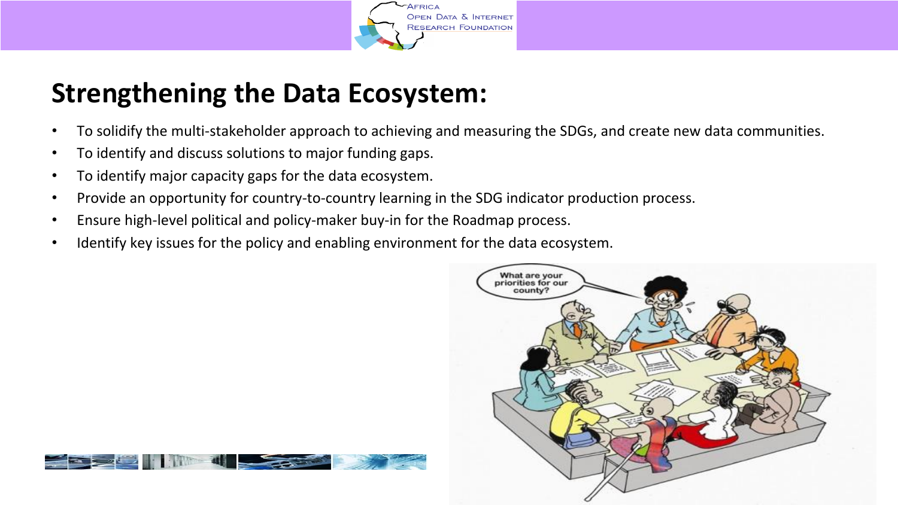# Strengthening the Data Ecosystem:

- To solidify the multi-stakeholder approach to achieving and measuring the SDGs, and create new data communities.
- To identify and discuss solutions to major funding gaps.
- To identify major capacity gaps for the data ecosystem.
- Provide an opportunity for country-to-country learning in the SDG indicator production process.
- Ensure high-level political and policy-maker buy-in for the Roadmap process.
- Identify key issues for the policy and enabling environment for the data ecosystem.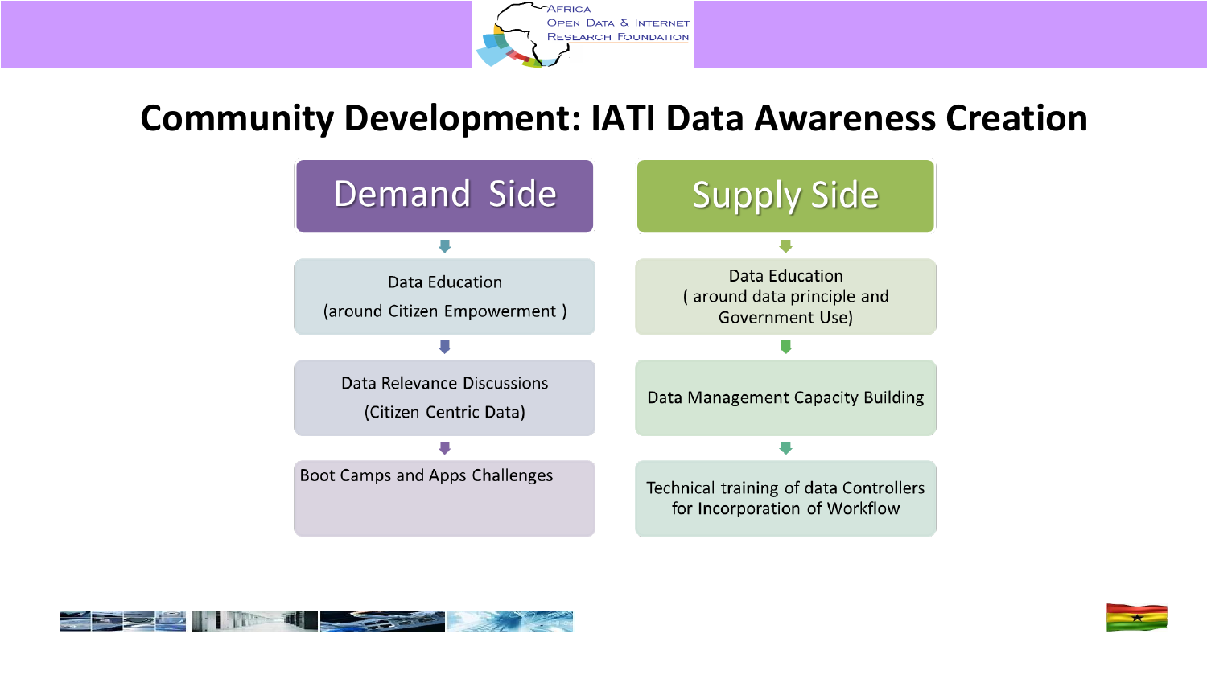# Community Development: IATI Data Awareness Creation

| Demand Side | Supply Side |
| --- | --- |
| Data Education (around Citizen Empowerment ) | Data Education ( around data principle and Government Use) |
| Data Relevance Discussions (Citizen Centric Data) | Data Management Capacity Building |
| Boot Camps and Apps Challenges | Technical training of data Controllers for Incorporation of Workflow |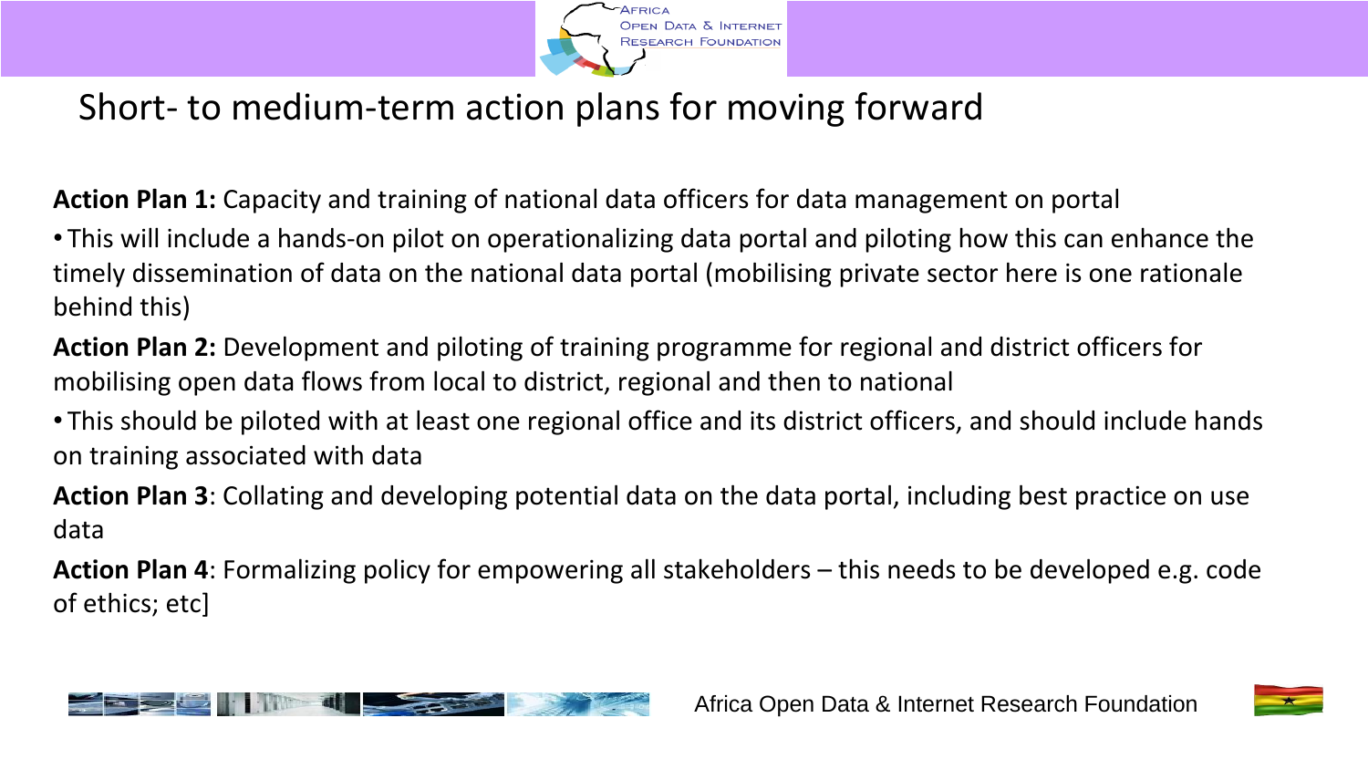# Short- to medium-term action plans for moving forward

**Action Plan 1:** Capacity and training of national data officers for data management on portal

- This will include a hands-on pilot on operationalizing data portal and piloting how this can enhance the timely dissemination of data on the national data portal (mobilising private sector here is one rationale behind this)

**Action Plan 2:** Development and piloting of training programme for regional and district officers for mobilising open data flows from local to district, regional and then to national

- This should be piloted with at least one regional office and its district officers, and should include hands on training associated with data

**Action Plan 3**: Collating and developing potential data on the data portal, including best practice on use data

**Action Plan 4**: Formalizing policy for empowering all stakeholders – this needs to be developed e.g. code of ethics; etc]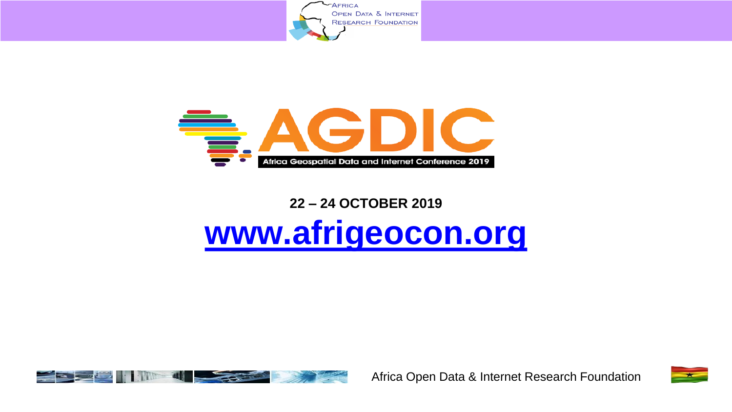Africa Open Data & Internet Research Foundation

# AGDIC

Africa Geospatial Data and Internet Conference 2019

**22 – 24 OCTOBER 2019**

## [www.afrigeocon.org](http://www.afrigeocon.org)

Africa Open Data & Internet Research Foundation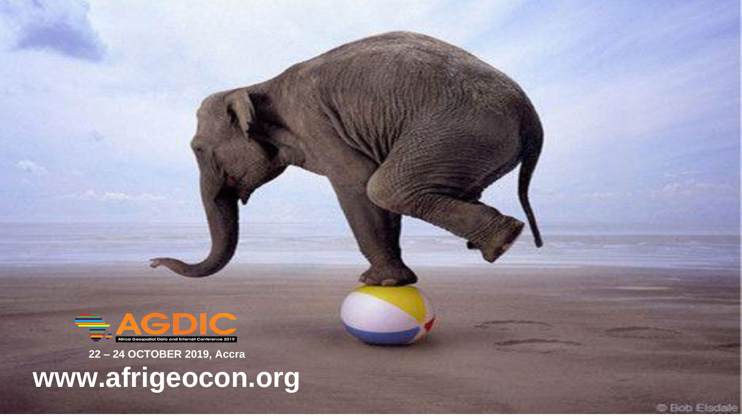AGDIC

Africa Geospatial Data and Internet Conference 2019

22 – 24 OCTOBER 2019, Accra

www.afrigeocon.org

© Bob Elsdale